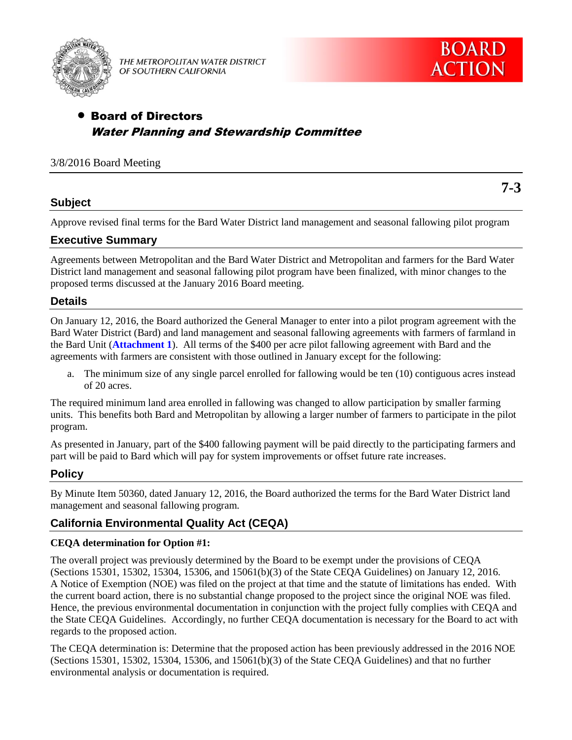THE METROPOLITAN WATER DISTRICT OF SOUTHERN CALIFORNIA

**BOARD ACTION**

- **Board of Directors**
  ***Water Planning and Stewardship Committee***

3/8/2016 Board Meeting

**7-3**

## Subject

Approve revised final terms for the Bard Water District land management and seasonal fallowing pilot program

## Executive Summary

Agreements between Metropolitan and the Bard Water District and Metropolitan and farmers for the Bard Water District land management and seasonal fallowing pilot program have been finalized, with minor changes to the proposed terms discussed at the January 2016 Board meeting.

## Details

On January 12, 2016, the Board authorized the General Manager to enter into a pilot program agreement with the Bard Water District (Bard) and land management and seasonal fallowing agreements with farmers of farmland in the Bard Unit (**Attachment 1**). All terms of the $400 per acre pilot fallowing agreement with Bard and the agreements with farmers are consistent with those outlined in January except for the following:

a. The minimum size of any single parcel enrolled for fallowing would be ten (10) contiguous acres instead of 20 acres.

The required minimum land area enrolled in fallowing was changed to allow participation by smaller farming units. This benefits both Bard and Metropolitan by allowing a larger number of farmers to participate in the pilot program.

As presented in January, part of the $400 fallowing payment will be paid directly to the participating farmers and part will be paid to Bard which will pay for system improvements or offset future rate increases.

## Policy

By Minute Item 50360, dated January 12, 2016, the Board authorized the terms for the Bard Water District land management and seasonal fallowing program.

## California Environmental Quality Act (CEQA)

**CEQA determination for Option #1:**

The overall project was previously determined by the Board to be exempt under the provisions of CEQA (Sections 15301, 15302, 15304, 15306, and 15061(b)(3) of the State CEQA Guidelines) on January 12, 2016. A Notice of Exemption (NOE) was filed on the project at that time and the statute of limitations has ended. With the current board action, there is no substantial change proposed to the project since the original NOE was filed. Hence, the previous environmental documentation in conjunction with the project fully complies with CEQA and the State CEQA Guidelines. Accordingly, no further CEQA documentation is necessary for the Board to act with regards to the proposed action.

The CEQA determination is: Determine that the proposed action has been previously addressed in the 2016 NOE (Sections 15301, 15302, 15304, 15306, and 15061(b)(3) of the State CEQA Guidelines) and that no further environmental analysis or documentation is required.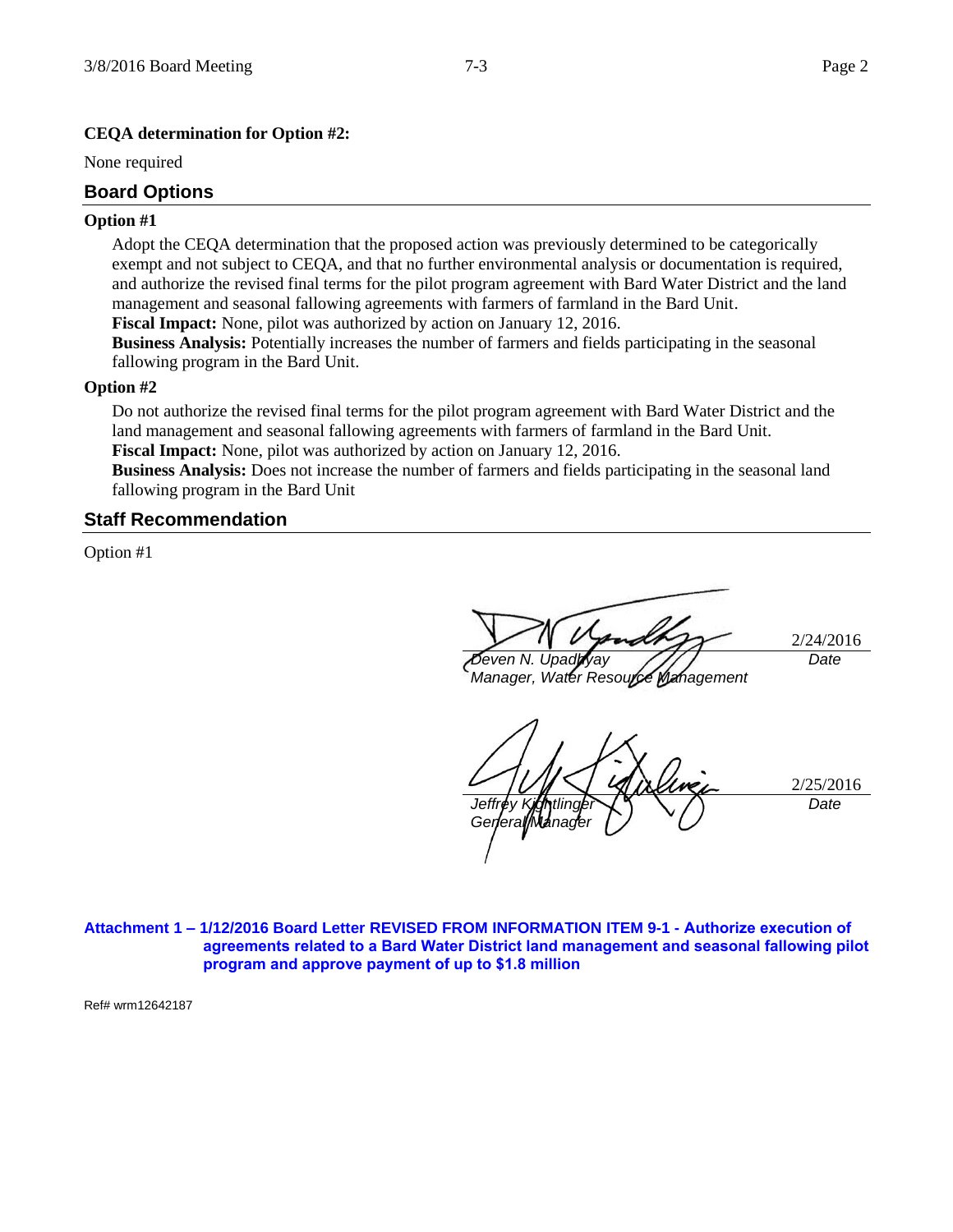**CEQA determination for Option #2:**

None required

## Board Options

**Option #1**

Adopt the CEQA determination that the proposed action was previously determined to be categorically exempt and not subject to CEQA, and that no further environmental analysis or documentation is required, and authorize the revised final terms for the pilot program agreement with Bard Water District and the land management and seasonal fallowing agreements with farmers of farmland in the Bard Unit.

**Fiscal Impact:** None, pilot was authorized by action on January 12, 2016.

**Business Analysis:** Potentially increases the number of farmers and fields participating in the seasonal fallowing program in the Bard Unit.

**Option #2**

Do not authorize the revised final terms for the pilot program agreement with Bard Water District and the land management and seasonal fallowing agreements with farmers of farmland in the Bard Unit.

**Fiscal Impact:** None, pilot was authorized by action on January 12, 2016.

**Business Analysis:** Does not increase the number of farmers and fields participating in the seasonal land fallowing program in the Bard Unit

## Staff Recommendation

Option #1

| | |
|---|---|
| *Deven N. Upadhyay* | 2/24/2016 |
| *Manager, Water Resource Management* | *Date* |

| | |
|---|---|
| *Jeffrey Kightlinger* | 2/25/2016 |
| *General Manager* | *Date* |

**Attachment 1 – 1/12/2016 Board Letter REVISED FROM INFORMATION ITEM 9-1 - Authorize execution of agreements related to a Bard Water District land management and seasonal fallowing pilot program and approve payment of up to $1.8 million**

Ref# wrm12642187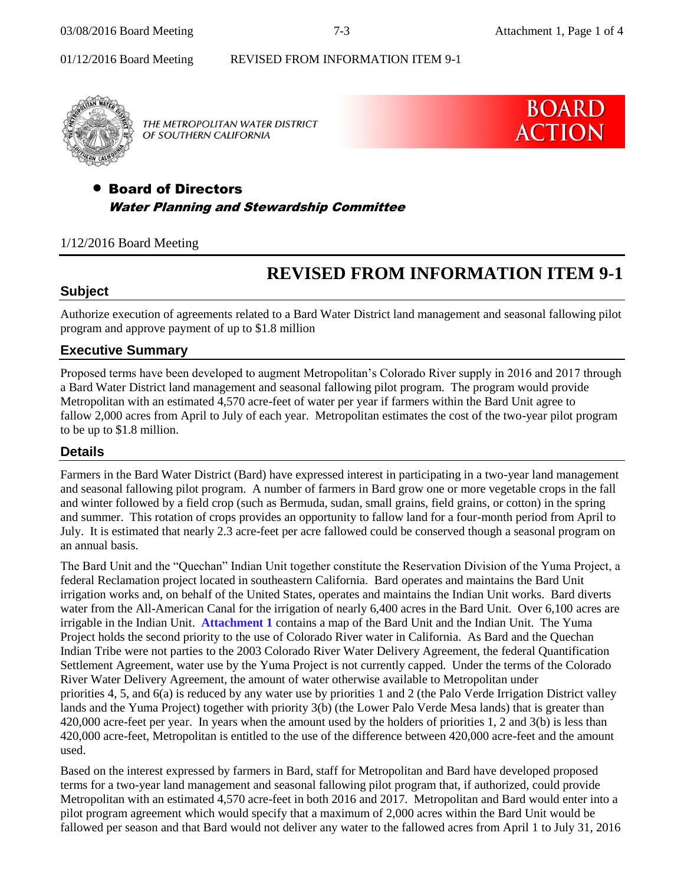01/12/2016 Board Meeting REVISED FROM INFORMATION ITEM 9-1

THE METROPOLITAN WATER DISTRICT OF SOUTHERN CALIFORNIA

**BOARD ACTION**

- **Board of Directors**
  ***Water Planning and Stewardship Committee***

1/12/2016 Board Meeting

# REVISED FROM INFORMATION ITEM 9-1

## Subject

Authorize execution of agreements related to a Bard Water District land management and seasonal fallowing pilot program and approve payment of up to $1.8 million

## Executive Summary

Proposed terms have been developed to augment Metropolitan's Colorado River supply in 2016 and 2017 through a Bard Water District land management and seasonal fallowing pilot program. The program would provide Metropolitan with an estimated 4,570 acre-feet of water per year if farmers within the Bard Unit agree to fallow 2,000 acres from April to July of each year. Metropolitan estimates the cost of the two-year pilot program to be up to $1.8 million.

## Details

Farmers in the Bard Water District (Bard) have expressed interest in participating in a two-year land management and seasonal fallowing pilot program. A number of farmers in Bard grow one or more vegetable crops in the fall and winter followed by a field crop (such as Bermuda, sudan, small grains, field grains, or cotton) in the spring and summer. This rotation of crops provides an opportunity to fallow land for a four-month period from April to July. It is estimated that nearly 2.3 acre-feet per acre fallowed could be conserved though a seasonal program on an annual basis.

The Bard Unit and the "Quechan" Indian Unit together constitute the Reservation Division of the Yuma Project, a federal Reclamation project located in southeastern California. Bard operates and maintains the Bard Unit irrigation works and, on behalf of the United States, operates and maintains the Indian Unit works. Bard diverts water from the All-American Canal for the irrigation of nearly 6,400 acres in the Bard Unit. Over 6,100 acres are irrigable in the Indian Unit. **Attachment 1** contains a map of the Bard Unit and the Indian Unit. The Yuma Project holds the second priority to the use of Colorado River water in California. As Bard and the Quechan Indian Tribe were not parties to the 2003 Colorado River Water Delivery Agreement, the federal Quantification Settlement Agreement, water use by the Yuma Project is not currently capped. Under the terms of the Colorado River Water Delivery Agreement, the amount of water otherwise available to Metropolitan under priorities 4, 5, and 6(a) is reduced by any water use by priorities 1 and 2 (the Palo Verde Irrigation District valley lands and the Yuma Project) together with priority 3(b) (the Lower Palo Verde Mesa lands) that is greater than 420,000 acre-feet per year. In years when the amount used by the holders of priorities 1, 2 and 3(b) is less than 420,000 acre-feet, Metropolitan is entitled to the use of the difference between 420,000 acre-feet and the amount used.

Based on the interest expressed by farmers in Bard, staff for Metropolitan and Bard have developed proposed terms for a two-year land management and seasonal fallowing pilot program that, if authorized, could provide Metropolitan with an estimated 4,570 acre-feet in both 2016 and 2017. Metropolitan and Bard would enter into a pilot program agreement which would specify that a maximum of 2,000 acres within the Bard Unit would be fallowed per season and that Bard would not deliver any water to the fallowed acres from April 1 to July 31, 2016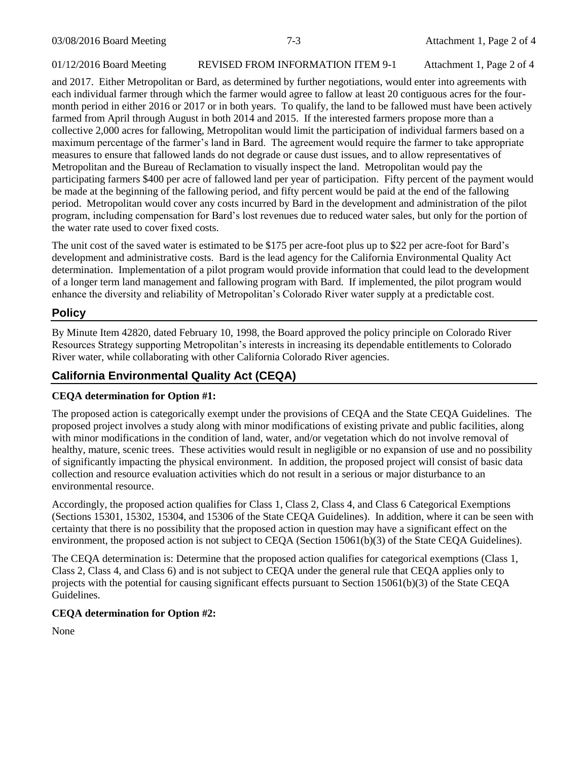and 2017. Either Metropolitan or Bard, as determined by further negotiations, would enter into agreements with each individual farmer through which the farmer would agree to fallow at least 20 contiguous acres for the four-month period in either 2016 or 2017 or in both years. To qualify, the land to be fallowed must have been actively farmed from April through August in both 2014 and 2015. If the interested farmers propose more than a collective 2,000 acres for fallowing, Metropolitan would limit the participation of individual farmers based on a maximum percentage of the farmer's land in Bard. The agreement would require the farmer to take appropriate measures to ensure that fallowed lands do not degrade or cause dust issues, and to allow representatives of Metropolitan and the Bureau of Reclamation to visually inspect the land. Metropolitan would pay the participating farmers $400 per acre of fallowed land per year of participation. Fifty percent of the payment would be made at the beginning of the fallowing period, and fifty percent would be paid at the end of the fallowing period. Metropolitan would cover any costs incurred by Bard in the development and administration of the pilot program, including compensation for Bard's lost revenues due to reduced water sales, but only for the portion of the water rate used to cover fixed costs.

The unit cost of the saved water is estimated to be $175 per acre-foot plus up to $22 per acre-foot for Bard's development and administrative costs. Bard is the lead agency for the California Environmental Quality Act determination. Implementation of a pilot program would provide information that could lead to the development of a longer term land management and fallowing program with Bard. If implemented, the pilot program would enhance the diversity and reliability of Metropolitan's Colorado River water supply at a predictable cost.

## Policy

By Minute Item 42820, dated February 10, 1998, the Board approved the policy principle on Colorado River Resources Strategy supporting Metropolitan's interests in increasing its dependable entitlements to Colorado River water, while collaborating with other California Colorado River agencies.

## California Environmental Quality Act (CEQA)

**CEQA determination for Option #1:**

The proposed action is categorically exempt under the provisions of CEQA and the State CEQA Guidelines. The proposed project involves a study along with minor modifications of existing private and public facilities, along with minor modifications in the condition of land, water, and/or vegetation which do not involve removal of healthy, mature, scenic trees. These activities would result in negligible or no expansion of use and no possibility of significantly impacting the physical environment. In addition, the proposed project will consist of basic data collection and resource evaluation activities which do not result in a serious or major disturbance to an environmental resource.

Accordingly, the proposed action qualifies for Class 1, Class 2, Class 4, and Class 6 Categorical Exemptions (Sections 15301, 15302, 15304, and 15306 of the State CEQA Guidelines). In addition, where it can be seen with certainty that there is no possibility that the proposed action in question may have a significant effect on the environment, the proposed action is not subject to CEQA (Section 15061(b)(3) of the State CEQA Guidelines).

The CEQA determination is: Determine that the proposed action qualifies for categorical exemptions (Class 1, Class 2, Class 4, and Class 6) and is not subject to CEQA under the general rule that CEQA applies only to projects with the potential for causing significant effects pursuant to Section 15061(b)(3) of the State CEQA Guidelines.

**CEQA determination for Option #2:**

None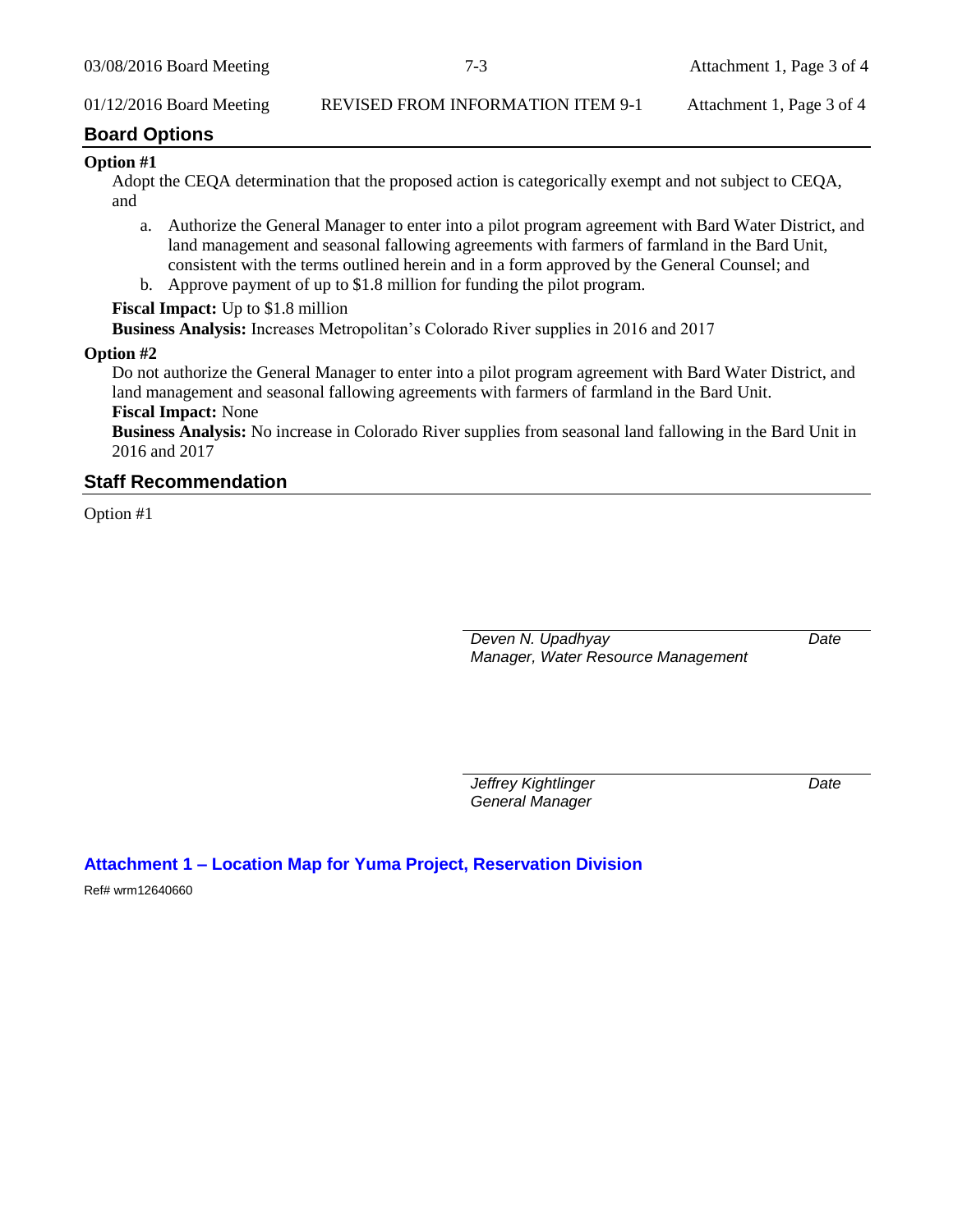## Board Options

**Option #1**

Adopt the CEQA determination that the proposed action is categorically exempt and not subject to CEQA, and

a. Authorize the General Manager to enter into a pilot program agreement with Bard Water District, and land management and seasonal fallowing agreements with farmers of farmland in the Bard Unit, consistent with the terms outlined herein and in a form approved by the General Counsel; and
b. Approve payment of up to $1.8 million for funding the pilot program.

**Fiscal Impact:** Up to $1.8 million
**Business Analysis:** Increases Metropolitan's Colorado River supplies in 2016 and 2017

**Option #2**

Do not authorize the General Manager to enter into a pilot program agreement with Bard Water District, and land management and seasonal fallowing agreements with farmers of farmland in the Bard Unit.
**Fiscal Impact:** None
**Business Analysis:** No increase in Colorado River supplies from seasonal land fallowing in the Bard Unit in 2016 and 2017

## Staff Recommendation

Option #1

*Deven N. Upadhyay* — *Date*
*Manager, Water Resource Management*

*Jeffrey Kightlinger* — *Date*
*General Manager*

**Attachment 1 – Location Map for Yuma Project, Reservation Division**

Ref# wrm12640660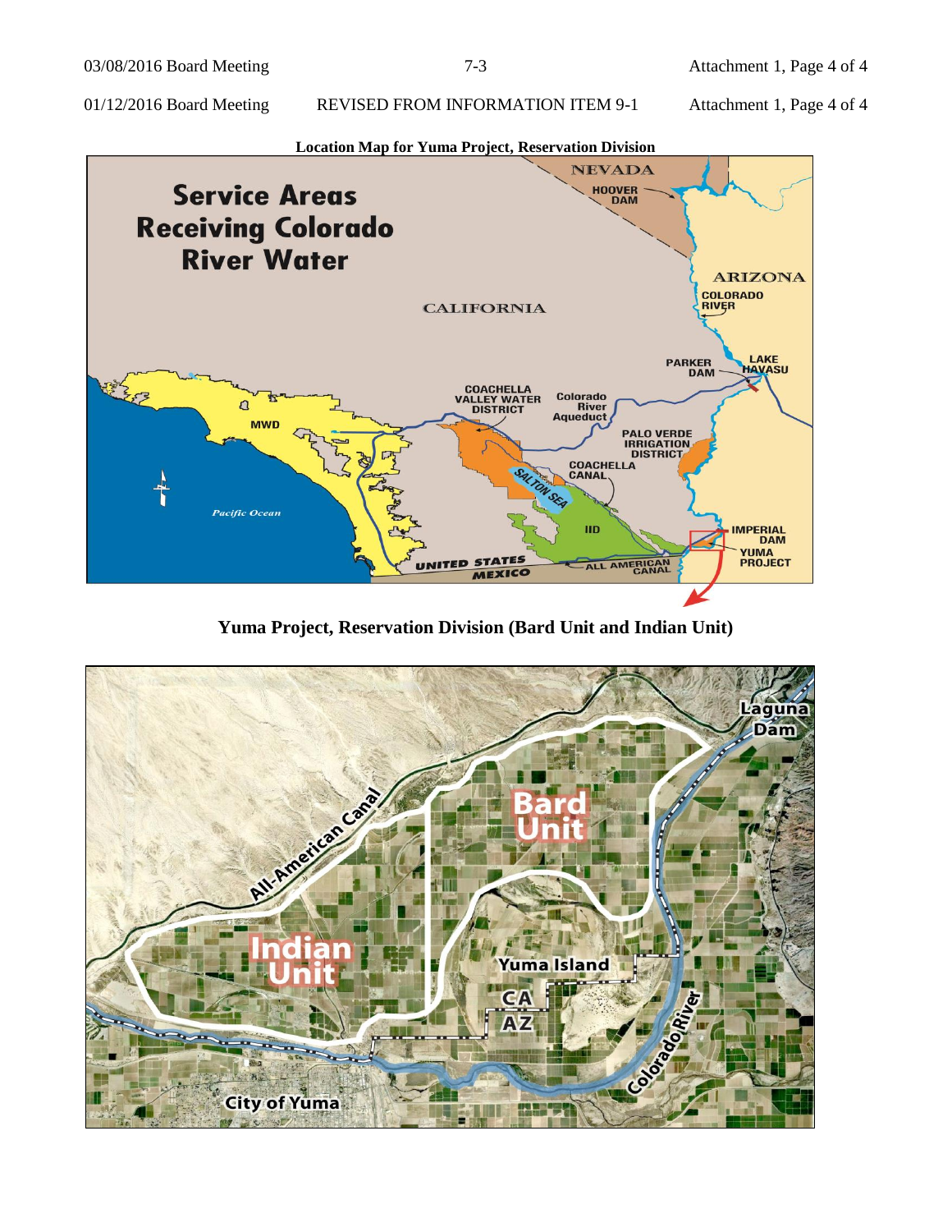**Location Map for Yuma Project, Reservation Division**

Service Areas Receiving Colorado River Water

NEVADA

HOOVER DAM

ARIZONA

COLORADO RIVER

CALIFORNIA

PARKER DAM

LAKE HAVASU

COACHELLA VALLEY WATER DISTRICT

Colorado River Aqueduct

MWD

PALO VERDE IRRIGATION DISTRICT

COACHELLA CANAL

SALTON SEA

Pacific Ocean

IID

IMPERIAL DAM

YUMA PROJECT

UNITED STATES

MEXICO

ALL AMERICAN CANAL

**Yuma Project, Reservation Division (Bard Unit and Indian Unit)**

Laguna Dam

Bard Unit

All-American Canal

Indian Unit

Yuma Island

CA

AZ

Colorado River

City of Yuma